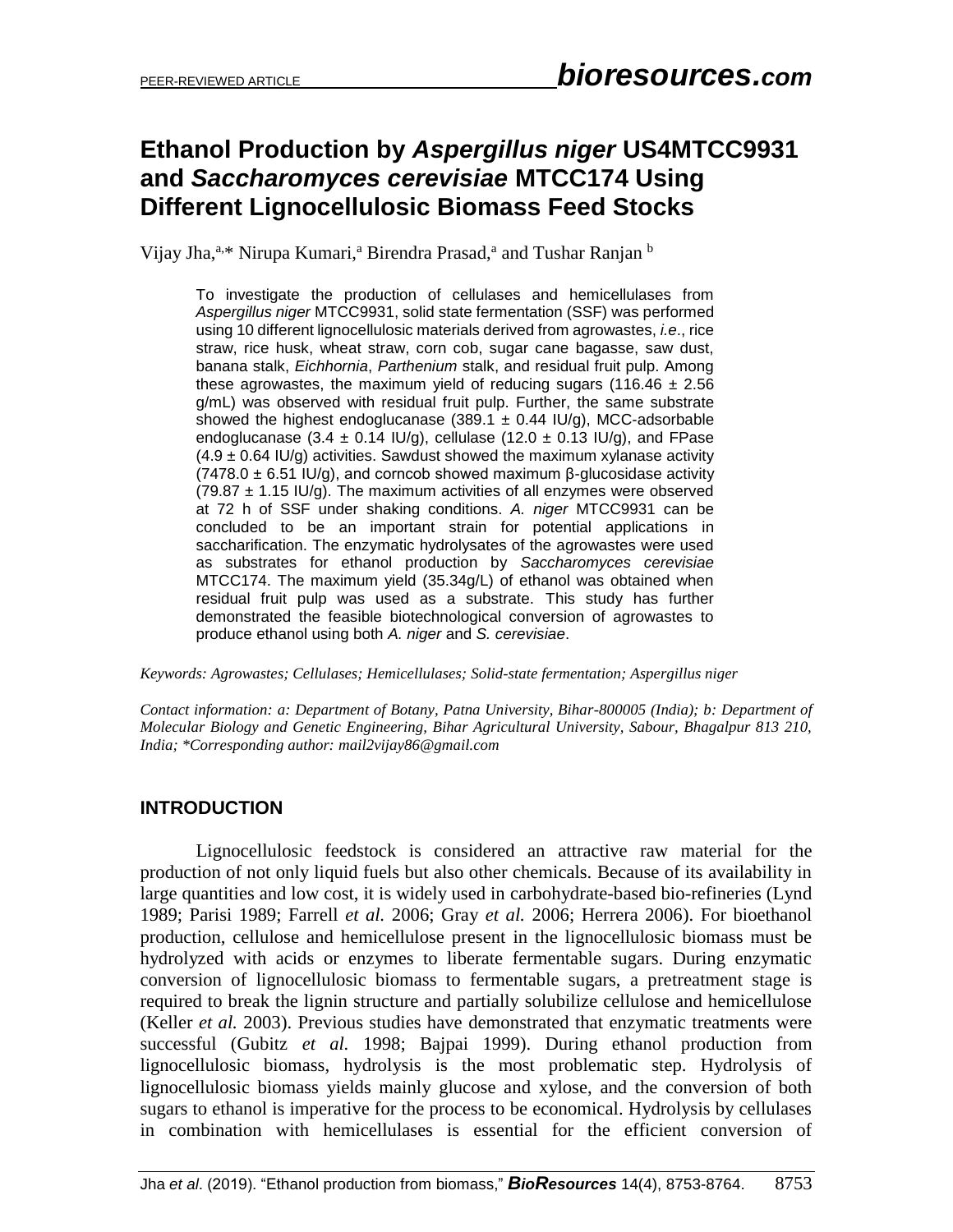# Ethanol Production by *Aspergillus niger* US4MTCC9931 and *Saccharomyces cerevisiae* MTCC174 Using Different Lignocellulosic Biomass Feed Stocks

Vijay Jha,[a,*] Nirupa Kumari,[a] Birendra Prasad,[a] and Tushar Ranjan [b]

To investigate the production of cellulases and hemicellulases from *Aspergillus niger* MTCC9931, solid state fermentation (SSF) was performed using 10 different lignocellulosic materials derived from agrowastes, *i.e*., rice straw, rice husk, wheat straw, corn cob, sugar cane bagasse, saw dust, banana stalk, *Eichhornia*, *Parthenium* stalk, and residual fruit pulp. Among these agrowastes, the maximum yield of reducing sugars (116.46 ± 2.56 g/mL) was observed with residual fruit pulp. Further, the same substrate showed the highest endoglucanase (389.1 ± 0.44 IU/g), MCC-adsorbable endoglucanase (3.4 ± 0.14 IU/g), cellulase (12.0 ± 0.13 IU/g), and FPase (4.9 ± 0.64 IU/g) activities. Sawdust showed the maximum xylanase activity (7478.0 ± 6.51 IU/g), and corncob showed maximum β-glucosidase activity (79.87 ± 1.15 IU/g). The maximum activities of all enzymes were observed at 72 h of SSF under shaking conditions. *A. niger* MTCC9931 can be concluded to be an important strain for potential applications in saccharification. The enzymatic hydrolysates of the agrowastes were used as substrates for ethanol production by *Saccharomyces cerevisiae* MTCC174. The maximum yield (35.34g/L) of ethanol was obtained when residual fruit pulp was used as a substrate. This study has further demonstrated the feasible biotechnological conversion of agrowastes to produce ethanol using both *A. niger* and *S. cerevisiae*.

*Keywords: Agrowastes; Cellulases; Hemicellulases; Solid-state fermentation; Aspergillus niger*

*Contact information: a: Department of Botany, Patna University, Bihar-800005 (India); b: Department of Molecular Biology and Genetic Engineering, Bihar Agricultural University, Sabour, Bhagalpur 813 210, India; \*Corresponding author: mail2vijay86@gmail.com*

## INTRODUCTION

Lignocellulosic feedstock is considered an attractive raw material for the production of not only liquid fuels but also other chemicals. Because of its availability in large quantities and low cost, it is widely used in carbohydrate-based bio-refineries (Lynd 1989; Parisi 1989; Farrell *et al.* 2006; Gray *et al.* 2006; Herrera 2006). For bioethanol production, cellulose and hemicellulose present in the lignocellulosic biomass must be hydrolyzed with acids or enzymes to liberate fermentable sugars. During enzymatic conversion of lignocellulosic biomass to fermentable sugars, a pretreatment stage is required to break the lignin structure and partially solubilize cellulose and hemicellulose (Keller *et al.* 2003). Previous studies have demonstrated that enzymatic treatments were successful (Gubitz *et al.* 1998; Bajpai 1999). During ethanol production from lignocellulosic biomass, hydrolysis is the most problematic step. Hydrolysis of lignocellulosic biomass yields mainly glucose and xylose, and the conversion of both sugars to ethanol is imperative for the process to be economical. Hydrolysis by cellulases in combination with hemicellulases is essential for the efficient conversion of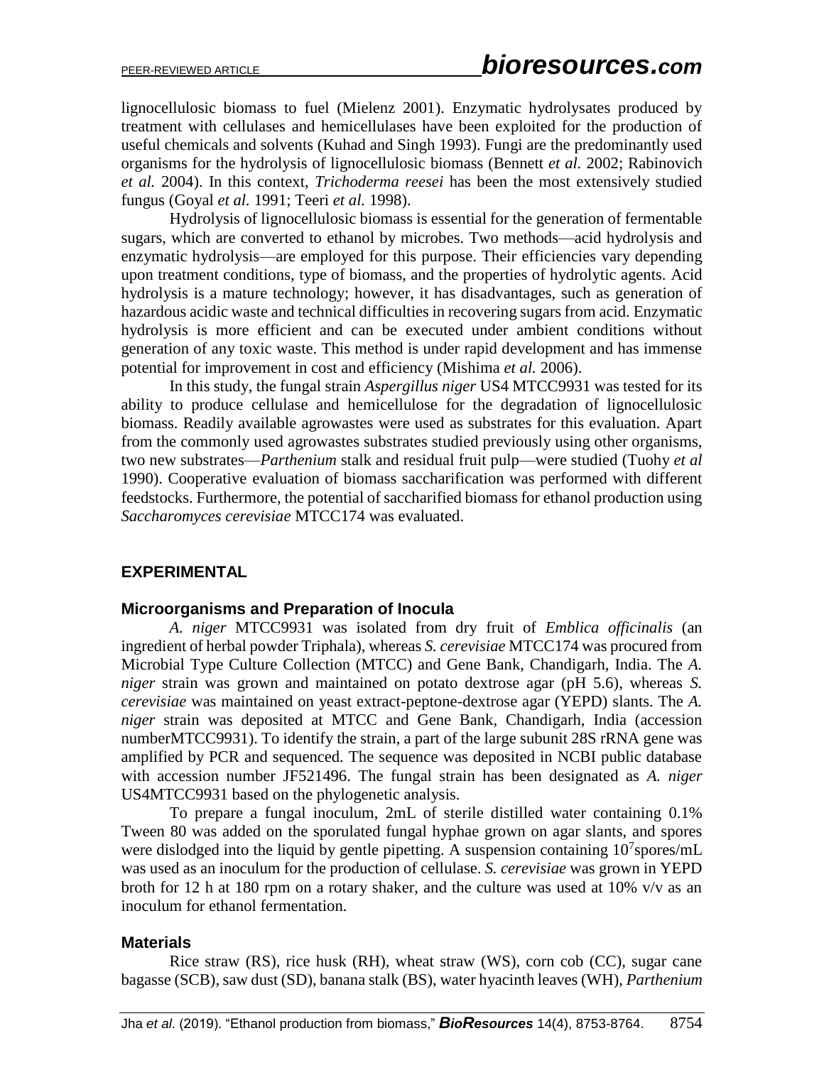lignocellulosic biomass to fuel (Mielenz 2001). Enzymatic hydrolysates produced by treatment with cellulases and hemicellulases have been exploited for the production of useful chemicals and solvents (Kuhad and Singh 1993). Fungi are the predominantly used organisms for the hydrolysis of lignocellulosic biomass (Bennett *et al.* 2002; Rabinovich *et al.* 2004). In this context, *Trichoderma reesei* has been the most extensively studied fungus (Goyal *et al.* 1991; Teeri *et al.* 1998).

Hydrolysis of lignocellulosic biomass is essential for the generation of fermentable sugars, which are converted to ethanol by microbes. Two methods—acid hydrolysis and enzymatic hydrolysis—are employed for this purpose. Their efficiencies vary depending upon treatment conditions, type of biomass, and the properties of hydrolytic agents. Acid hydrolysis is a mature technology; however, it has disadvantages, such as generation of hazardous acidic waste and technical difficulties in recovering sugars from acid. Enzymatic hydrolysis is more efficient and can be executed under ambient conditions without generation of any toxic waste. This method is under rapid development and has immense potential for improvement in cost and efficiency (Mishima *et al.* 2006).

In this study, the fungal strain *Aspergillus niger* US4 MTCC9931 was tested for its ability to produce cellulase and hemicellulose for the degradation of lignocellulosic biomass. Readily available agrowastes were used as substrates for this evaluation. Apart from the commonly used agrowastes substrates studied previously using other organisms, two new substrates—*Parthenium* stalk and residual fruit pulp—were studied (Tuohy *et al* 1990). Cooperative evaluation of biomass saccharification was performed with different feedstocks. Furthermore, the potential of saccharified biomass for ethanol production using *Saccharomyces cerevisiae* MTCC174 was evaluated.

## EXPERIMENTAL

### Microorganisms and Preparation of Inocula

*A. niger* MTCC9931 was isolated from dry fruit of *Emblica officinalis* (an ingredient of herbal powder Triphala), whereas *S. cerevisiae* MTCC174 was procured from Microbial Type Culture Collection (MTCC) and Gene Bank, Chandigarh, India. The *A. niger* strain was grown and maintained on potato dextrose agar (pH 5.6), whereas *S. cerevisiae* was maintained on yeast extract-peptone-dextrose agar (YEPD) slants. The *A. niger* strain was deposited at MTCC and Gene Bank, Chandigarh, India (accession numberMTCC9931). To identify the strain, a part of the large subunit 28S rRNA gene was amplified by PCR and sequenced. The sequence was deposited in NCBI public database with accession number JF521496. The fungal strain has been designated as *A. niger* US4MTCC9931 based on the phylogenetic analysis.

To prepare a fungal inoculum, 2mL of sterile distilled water containing 0.1% Tween 80 was added on the sporulated fungal hyphae grown on agar slants, and spores were dislodged into the liquid by gentle pipetting. A suspension containing $10^7$spores/mL was used as an inoculum for the production of cellulase. *S. cerevisiae* was grown in YEPD broth for 12 h at 180 rpm on a rotary shaker, and the culture was used at 10% v/v as an inoculum for ethanol fermentation.

### Materials

Rice straw (RS), rice husk (RH), wheat straw (WS), corn cob (CC), sugar cane bagasse (SCB), saw dust (SD), banana stalk (BS), water hyacinth leaves (WH), *Parthenium*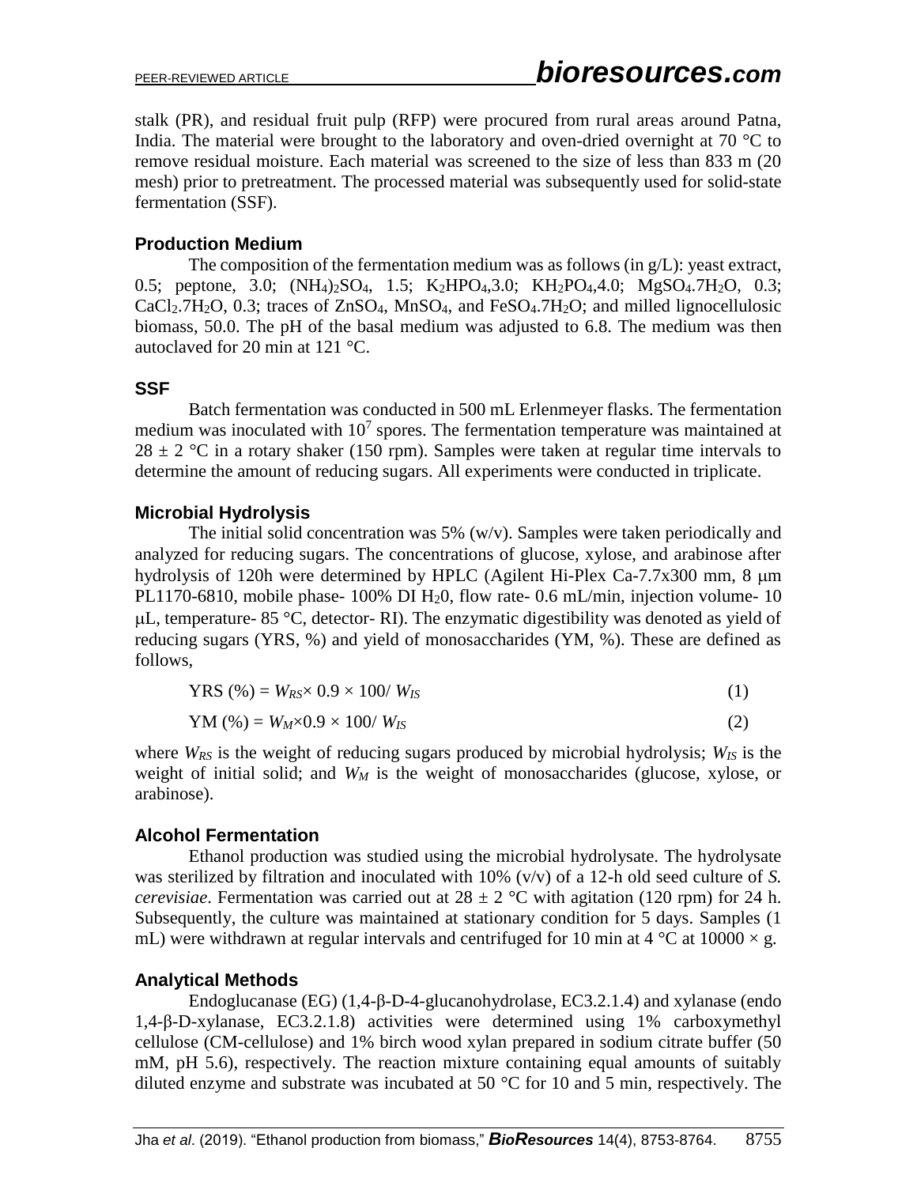stalk (PR), and residual fruit pulp (RFP) were procured from rural areas around Patna, India. The material were brought to the laboratory and oven-dried overnight at 70 °C to remove residual moisture. Each material was screened to the size of less than 833 m (20 mesh) prior to pretreatment. The processed material was subsequently used for solid-state fermentation (SSF).

## Production Medium

The composition of the fermentation medium was as follows (in g/L): yeast extract, 0.5; peptone, 3.0; $(NH_4)_2SO_4$, 1.5; $K_2HPO_4$,3.0; $KH_2PO_4$,4.0; $MgSO_4.7H_2O$, 0.3; $CaCl_2.7H_2O$, 0.3; traces of $ZnSO_4$, $MnSO_4$, and $FeSO_4.7H_2O$; and milled lignocellulosic biomass, 50.0. The pH of the basal medium was adjusted to 6.8. The medium was then autoclaved for 20 min at 121 °C.

## SSF

Batch fermentation was conducted in 500 mL Erlenmeyer flasks. The fermentation medium was inoculated with $10^7$ spores. The fermentation temperature was maintained at $28 \pm 2$ °C in a rotary shaker (150 rpm). Samples were taken at regular time intervals to determine the amount of reducing sugars. All experiments were conducted in triplicate.

## Microbial Hydrolysis

The initial solid concentration was 5% (w/v). Samples were taken periodically and analyzed for reducing sugars. The concentrations of glucose, xylose, and arabinose after hydrolysis of 120h were determined by HPLC (Agilent Hi-Plex Ca-7.7x300 mm, 8 μm PL1170-6810, mobile phase- 100% DI $H_2$0, flow rate- 0.6 mL/min, injection volume- 10 μL, temperature- 85 °C, detector- RI). The enzymatic digestibility was denoted as yield of reducing sugars (YRS, %) and yield of monosaccharides (YM, %). These are defined as follows,

$$\text{YRS (\%)} = W_{RS} \times 0.9 \times 100 / W_{IS} \tag{1}$$

$$\text{YM (\%)} = W_{M} \times 0.9 \times 100 / W_{IS} \tag{2}$$

where $W_{RS}$ is the weight of reducing sugars produced by microbial hydrolysis; $W_{IS}$ is the weight of initial solid; and $W_M$ is the weight of monosaccharides (glucose, xylose, or arabinose).

## Alcohol Fermentation

Ethanol production was studied using the microbial hydrolysate. The hydrolysate was sterilized by filtration and inoculated with 10% (v/v) of a 12-h old seed culture of *S. cerevisiae*. Fermentation was carried out at $28 \pm 2$ °C with agitation (120 rpm) for 24 h. Subsequently, the culture was maintained at stationary condition for 5 days. Samples (1 mL) were withdrawn at regular intervals and centrifuged for 10 min at 4 °C at 10000 × g.

## Analytical Methods

Endoglucanase (EG) (1,4-β-D-4-glucanohydrolase, EC3.2.1.4) and xylanase (endo 1,4-β-D-xylanase, EC3.2.1.8) activities were determined using 1% carboxymethyl cellulose (CM-cellulose) and 1% birch wood xylan prepared in sodium citrate buffer (50 mM, pH 5.6), respectively. The reaction mixture containing equal amounts of suitably diluted enzyme and substrate was incubated at 50 °C for 10 and 5 min, respectively. The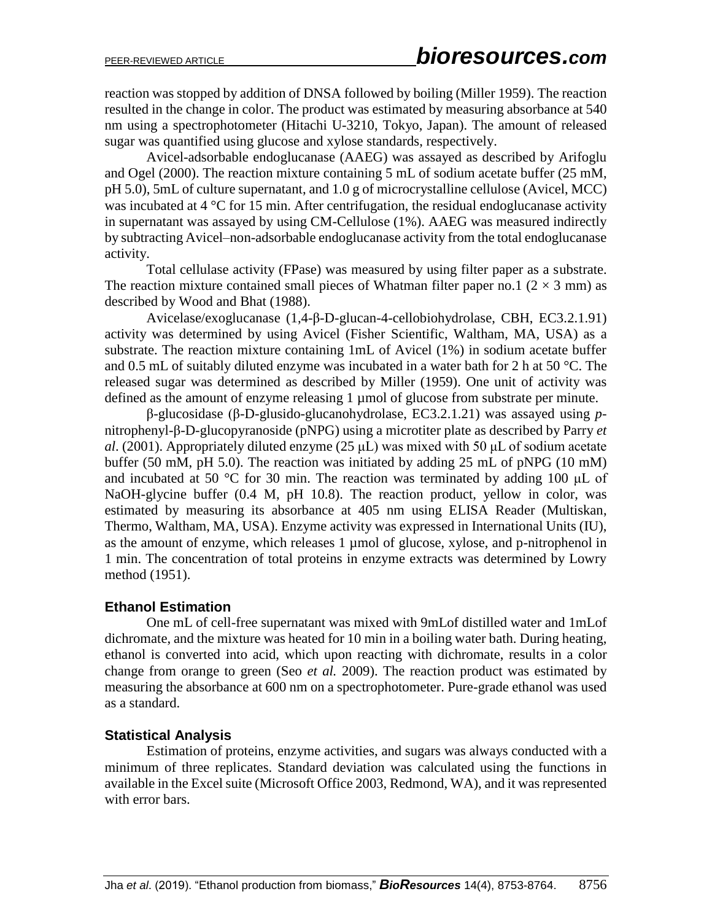reaction was stopped by addition of DNSA followed by boiling (Miller 1959). The reaction resulted in the change in color. The product was estimated by measuring absorbance at 540 nm using a spectrophotometer (Hitachi U-3210, Tokyo, Japan). The amount of released sugar was quantified using glucose and xylose standards, respectively.

Avicel-adsorbable endoglucanase (AAEG) was assayed as described by Arifoglu and Ogel (2000). The reaction mixture containing 5 mL of sodium acetate buffer (25 mM, pH 5.0), 5mL of culture supernatant, and 1.0 g of microcrystalline cellulose (Avicel, MCC) was incubated at 4 °C for 15 min. After centrifugation, the residual endoglucanase activity in supernatant was assayed by using CM-Cellulose (1%). AAEG was measured indirectly by subtracting Avicel–non-adsorbable endoglucanase activity from the total endoglucanase activity.

Total cellulase activity (FPase) was measured by using filter paper as a substrate. The reaction mixture contained small pieces of Whatman filter paper no.1 ($2 \times 3$ mm) as described by Wood and Bhat (1988).

Avicelase/exoglucanase (1,4-β-D-glucan-4-cellobiohydrolase, CBH, EC3.2.1.91) activity was determined by using Avicel (Fisher Scientific, Waltham, MA, USA) as a substrate. The reaction mixture containing 1mL of Avicel (1%) in sodium acetate buffer and 0.5 mL of suitably diluted enzyme was incubated in a water bath for 2 h at 50 °C. The released sugar was determined as described by Miller (1959). One unit of activity was defined as the amount of enzyme releasing 1 µmol of glucose from substrate per minute.

β-glucosidase (β-D-glusido-glucanohydrolase, EC3.2.1.21) was assayed using *p*-nitrophenyl-β-D-glucopyranoside (pNPG) using a microtiter plate as described by Parry *et al*. (2001). Appropriately diluted enzyme (25 µL) was mixed with 50 µL of sodium acetate buffer (50 mM, pH 5.0). The reaction was initiated by adding 25 mL of pNPG (10 mM) and incubated at 50 °C for 30 min. The reaction was terminated by adding 100 µL of NaOH-glycine buffer (0.4 M, pH 10.8). The reaction product, yellow in color, was estimated by measuring its absorbance at 405 nm using ELISA Reader (Multiskan, Thermo, Waltham, MA, USA). Enzyme activity was expressed in International Units (IU), as the amount of enzyme, which releases 1 µmol of glucose, xylose, and p-nitrophenol in 1 min. The concentration of total proteins in enzyme extracts was determined by Lowry method (1951).

## Ethanol Estimation

One mL of cell-free supernatant was mixed with 9mLof distilled water and 1mLof dichromate, and the mixture was heated for 10 min in a boiling water bath. During heating, ethanol is converted into acid, which upon reacting with dichromate, results in a color change from orange to green (Seo *et al.* 2009). The reaction product was estimated by measuring the absorbance at 600 nm on a spectrophotometer. Pure-grade ethanol was used as a standard.

## Statistical Analysis

Estimation of proteins, enzyme activities, and sugars was always conducted with a minimum of three replicates. Standard deviation was calculated using the functions in available in the Excel suite (Microsoft Office 2003, Redmond, WA), and it was represented with error bars.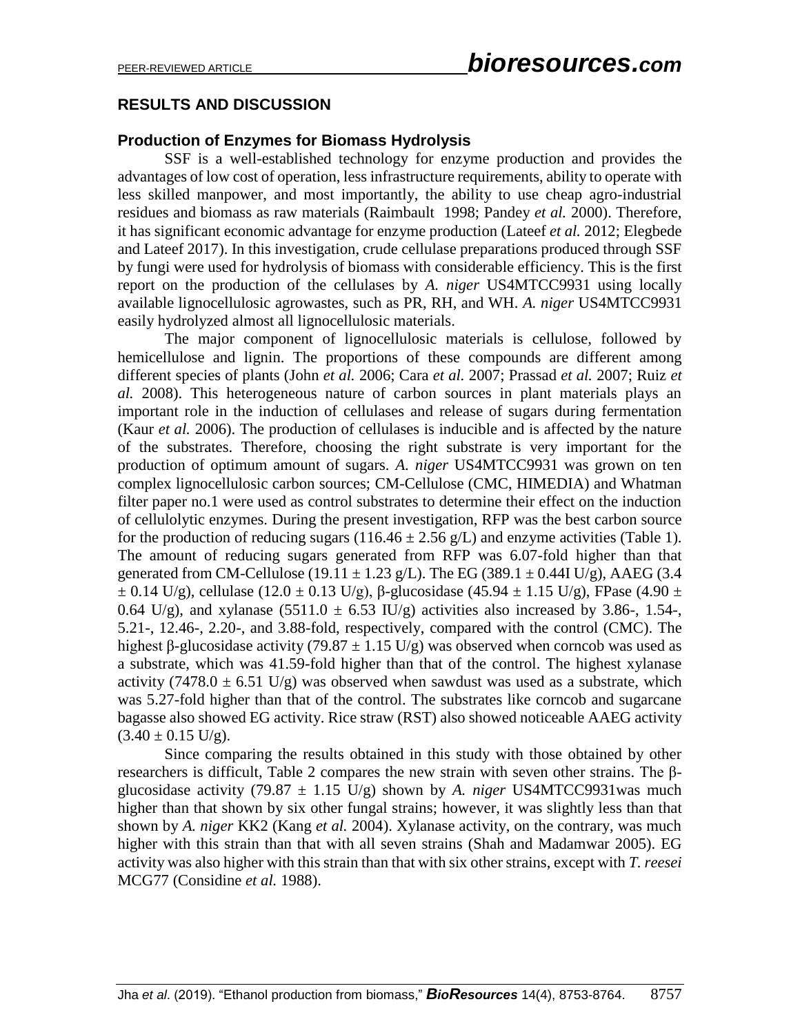## RESULTS AND DISCUSSION

### Production of Enzymes for Biomass Hydrolysis

SSF is a well-established technology for enzyme production and provides the advantages of low cost of operation, less infrastructure requirements, ability to operate with less skilled manpower, and most importantly, the ability to use cheap agro-industrial residues and biomass as raw materials (Raimbault 1998; Pandey *et al.* 2000). Therefore, it has significant economic advantage for enzyme production (Lateef *et al.* 2012; Elegbede and Lateef 2017). In this investigation, crude cellulase preparations produced through SSF by fungi were used for hydrolysis of biomass with considerable efficiency. This is the first report on the production of the cellulases by *A. niger* US4MTCC9931 using locally available lignocellulosic agrowastes, such as PR, RH, and WH. *A. niger* US4MTCC9931 easily hydrolyzed almost all lignocellulosic materials.

The major component of lignocellulosic materials is cellulose, followed by hemicellulose and lignin. The proportions of these compounds are different among different species of plants (John *et al.* 2006; Cara *et al.* 2007; Prassad *et al.* 2007; Ruiz *et al.* 2008). This heterogeneous nature of carbon sources in plant materials plays an important role in the induction of cellulases and release of sugars during fermentation (Kaur *et al.* 2006). The production of cellulases is inducible and is affected by the nature of the substrates. Therefore, choosing the right substrate is very important for the production of optimum amount of sugars. *A. niger* US4MTCC9931 was grown on ten complex lignocellulosic carbon sources; CM-Cellulose (CMC, HIMEDIA) and Whatman filter paper no.1 were used as control substrates to determine their effect on the induction of cellulolytic enzymes. During the present investigation, RFP was the best carbon source for the production of reducing sugars (116.46 ± 2.56 g/L) and enzyme activities (Table 1). The amount of reducing sugars generated from RFP was 6.07-fold higher than that generated from CM-Cellulose (19.11 ± 1.23 g/L). The EG (389.1 ± 0.44I U/g), AAEG (3.4 ± 0.14 U/g), cellulase (12.0 ± 0.13 U/g), β-glucosidase (45.94 ± 1.15 U/g), FPase (4.90 ± 0.64 U/g), and xylanase (5511.0 ± 6.53 IU/g) activities also increased by 3.86-, 1.54-, 5.21-, 12.46-, 2.20-, and 3.88-fold, respectively, compared with the control (CMC). The highest β-glucosidase activity (79.87 ± 1.15 U/g) was observed when corncob was used as a substrate, which was 41.59-fold higher than that of the control. The highest xylanase activity (7478.0 ± 6.51 U/g) was observed when sawdust was used as a substrate, which was 5.27-fold higher than that of the control. The substrates like corncob and sugarcane bagasse also showed EG activity. Rice straw (RST) also showed noticeable AAEG activity (3.40 ± 0.15 U/g).

Since comparing the results obtained in this study with those obtained by other researchers is difficult, Table 2 compares the new strain with seven other strains. The β-glucosidase activity (79.87 ± 1.15 U/g) shown by *A. niger* US4MTCC9931was much higher than that shown by six other fungal strains; however, it was slightly less than that shown by *A. niger* KK2 (Kang *et al.* 2004). Xylanase activity, on the contrary, was much higher with this strain than that with all seven strains (Shah and Madamwar 2005). EG activity was also higher with this strain than that with six other strains, except with *T. reesei* MCG77 (Considine *et al.* 1988).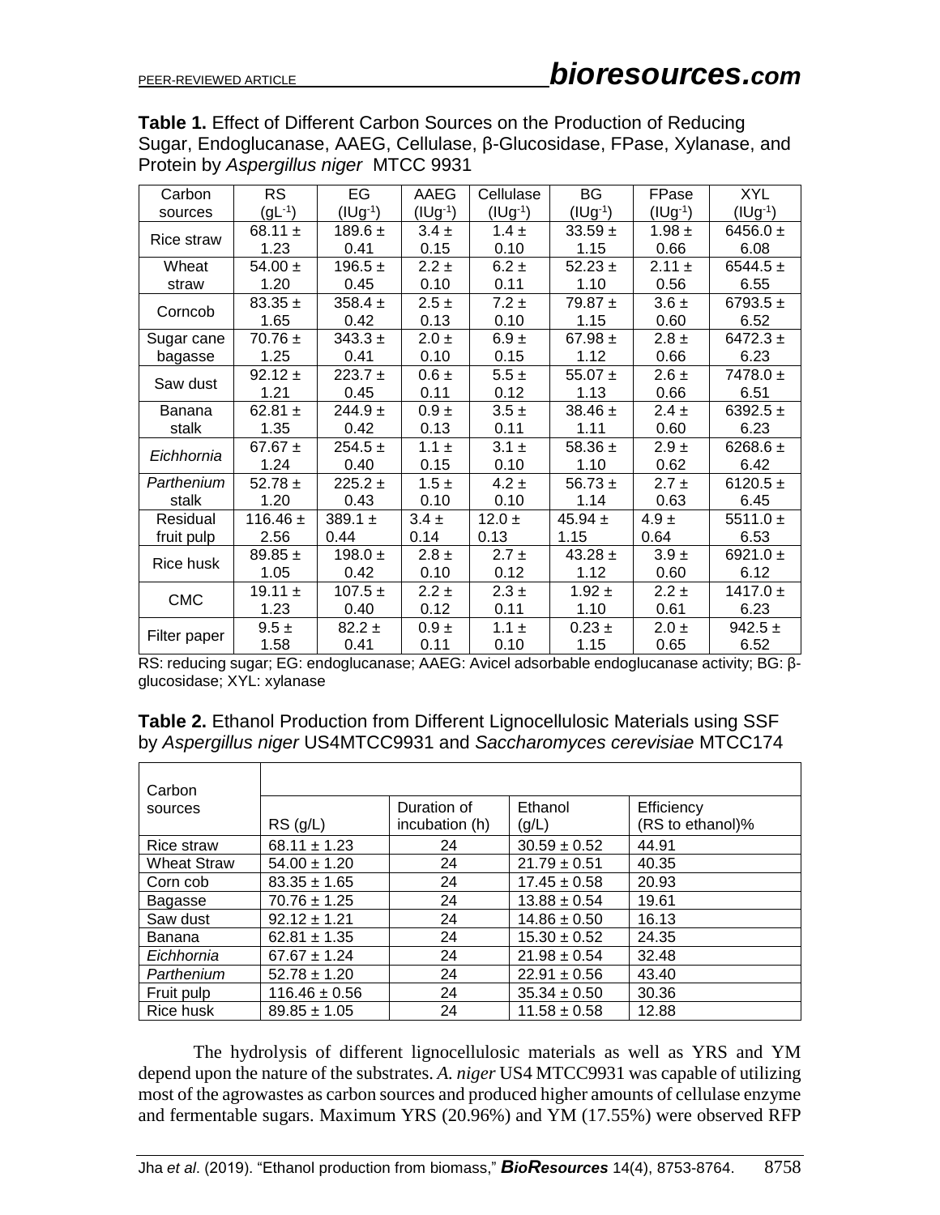**Table 1.** Effect of Different Carbon Sources on the Production of Reducing Sugar, Endoglucanase, AAEG, Cellulase, β-Glucosidase, FPase, Xylanase, and Protein by *Aspergillus niger* MTCC 9931

| Carbon sources | RS ($gL^{-1}$) | EG ($IUg^{-1}$) | AAEG ($IUg^{-1}$) | Cellulase ($IUg^{-1}$) | BG ($IUg^{-1}$) | FPase ($IUg^{-1}$) | XYL ($IUg^{-1}$) |
|---|---|---|---|---|---|---|---|
| Rice straw | 68.11 ± 1.23 | 189.6 ± 0.41 | 3.4 ± 0.15 | 1.4 ± 0.10 | 33.59 ± 1.15 | 1.98 ± 0.66 | 6456.0 ± 6.08 |
| Wheat straw | 54.00 ± 1.20 | 196.5 ± 0.45 | 2.2 ± 0.10 | 6.2 ± 0.11 | 52.23 ± 1.10 | 2.11 ± 0.56 | 6544.5 ± 6.55 |
| Corncob | 83.35 ± 1.65 | 358.4 ± 0.42 | 2.5 ± 0.13 | 7.2 ± 0.10 | 79.87 ± 1.15 | 3.6 ± 0.60 | 6793.5 ± 6.52 |
| Sugar cane bagasse | 70.76 ± 1.25 | 343.3 ± 0.41 | 2.0 ± 0.10 | 6.9 ± 0.15 | 67.98 ± 1.12 | 2.8 ± 0.66 | 6472.3 ± 6.23 |
| Saw dust | 92.12 ± 1.21 | 223.7 ± 0.45 | 0.6 ± 0.11 | 5.5 ± 0.12 | 55.07 ± 1.13 | 2.6 ± 0.66 | 7478.0 ± 6.51 |
| Banana stalk | 62.81 ± 1.35 | 244.9 ± 0.42 | 0.9 ± 0.13 | 3.5 ± 0.11 | 38.46 ± 1.11 | 2.4 ± 0.60 | 6392.5 ± 6.23 |
| *Eichhornia* | 67.67 ± 1.24 | 254.5 ± 0.40 | 1.1 ± 0.15 | 3.1 ± 0.10 | 58.36 ± 1.10 | 2.9 ± 0.62 | 6268.6 ± 6.42 |
| *Parthenium* stalk | 52.78 ± 1.20 | 225.2 ± 0.43 | 1.5 ± 0.10 | 4.2 ± 0.10 | 56.73 ± 1.14 | 2.7 ± 0.63 | 6120.5 ± 6.45 |
| Residual fruit pulp | 116.46 ± 2.56 | 389.1 ± 0.44 | 3.4 ± 0.14 | 12.0 ± 0.13 | 45.94 ± 1.15 | 4.9 ± 0.64 | 5511.0 ± 6.53 |
| Rice husk | 89.85 ± 1.05 | 198.0 ± 0.42 | 2.8 ± 0.10 | 2.7 ± 0.12 | 43.28 ± 1.12 | 3.9 ± 0.60 | 6921.0 ± 6.12 |
| CMC | 19.11 ± 1.23 | 107.5 ± 0.40 | 2.2 ± 0.12 | 2.3 ± 0.11 | 1.92 ± 1.10 | 2.2 ± 0.61 | 1417.0 ± 6.23 |
| Filter paper | 9.5 ± 1.58 | 82.2 ± 0.41 | 0.9 ± 0.11 | 1.1 ± 0.10 | 0.23 ± 1.15 | 2.0 ± 0.65 | 942.5 ± 6.52 |

RS: reducing sugar; EG: endoglucanase; AAEG: Avicel adsorbable endoglucanase activity; BG: β-glucosidase; XYL: xylanase

**Table 2.** Ethanol Production from Different Lignocellulosic Materials using SSF by *Aspergillus niger* US4MTCC9931 and *Saccharomyces cerevisiae* MTCC174

| Carbon sources | RS (g/L) | Duration of incubation (h) | Ethanol (g/L) | Efficiency (RS to ethanol)% |
|---|---|---|---|---|
| Rice straw | 68.11 ± 1.23 | 24 | 30.59 ± 0.52 | 44.91 |
| Wheat Straw | 54.00 ± 1.20 | 24 | 21.79 ± 0.51 | 40.35 |
| Corn cob | 83.35 ± 1.65 | 24 | 17.45 ± 0.58 | 20.93 |
| Bagasse | 70.76 ± 1.25 | 24 | 13.88 ± 0.54 | 19.61 |
| Saw dust | 92.12 ± 1.21 | 24 | 14.86 ± 0.50 | 16.13 |
| Banana | 62.81 ± 1.35 | 24 | 15.30 ± 0.52 | 24.35 |
| *Eichhornia* | 67.67 ± 1.24 | 24 | 21.98 ± 0.54 | 32.48 |
| *Parthenium* | 52.78 ± 1.20 | 24 | 22.91 ± 0.56 | 43.40 |
| Fruit pulp | 116.46 ± 0.56 | 24 | 35.34 ± 0.50 | 30.36 |
| Rice husk | 89.85 ± 1.05 | 24 | 11.58 ± 0.58 | 12.88 |

The hydrolysis of different lignocellulosic materials as well as YRS and YM depend upon the nature of the substrates. *A. niger* US4 MTCC9931 was capable of utilizing most of the agrowastes as carbon sources and produced higher amounts of cellulase enzyme and fermentable sugars. Maximum YRS (20.96%) and YM (17.55%) were observed RFP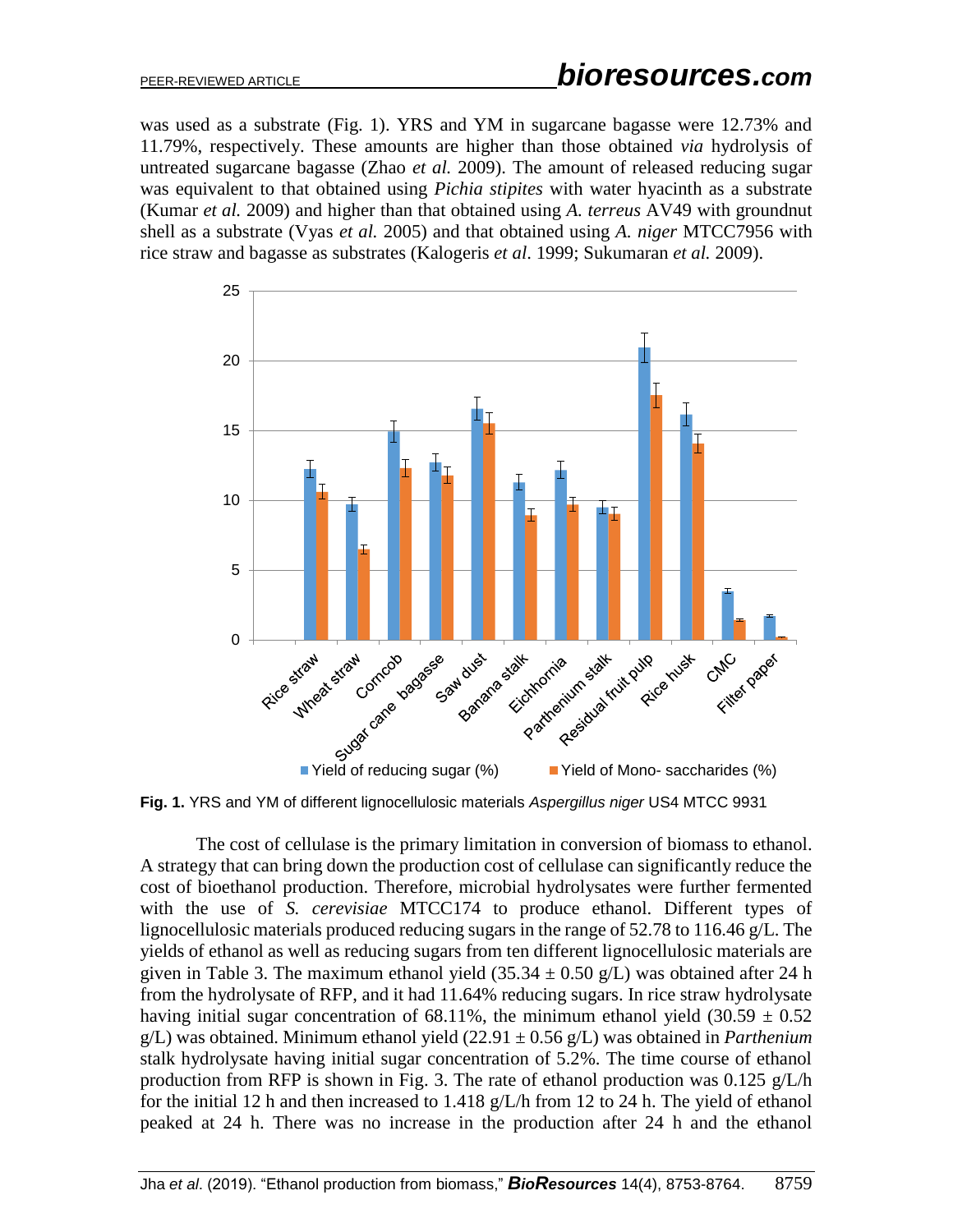was used as a substrate (Fig. 1). YRS and YM in sugarcane bagasse were 12.73% and 11.79%, respectively. These amounts are higher than those obtained *via* hydrolysis of untreated sugarcane bagasse (Zhao *et al.* 2009). The amount of released reducing sugar was equivalent to that obtained using *Pichia stipites* with water hyacinth as a substrate (Kumar *et al.* 2009) and higher than that obtained using *A. terreus* AV49 with groundnut shell as a substrate (Vyas *et al.* 2005) and that obtained using *A. niger* MTCC7956 with rice straw and bagasse as substrates (Kalogeris *et al*. 1999; Sukumaran *et al.* 2009).

**Fig. 1.** YRS and YM of different lignocellulosic materials *Aspergillus niger* US4 MTCC 9931

The cost of cellulase is the primary limitation in conversion of biomass to ethanol. A strategy that can bring down the production cost of cellulase can significantly reduce the cost of bioethanol production. Therefore, microbial hydrolysates were further fermented with the use of *S. cerevisiae* MTCC174 to produce ethanol. Different types of lignocellulosic materials produced reducing sugars in the range of 52.78 to 116.46 g/L. The yields of ethanol as well as reducing sugars from ten different lignocellulosic materials are given in Table 3. The maximum ethanol yield (35.34 ± 0.50 g/L) was obtained after 24 h from the hydrolysate of RFP, and it had 11.64% reducing sugars. In rice straw hydrolysate having initial sugar concentration of 68.11%, the minimum ethanol yield (30.59 ± 0.52 g/L) was obtained. Minimum ethanol yield (22.91 ± 0.56 g/L) was obtained in *Parthenium* stalk hydrolysate having initial sugar concentration of 5.2%. The time course of ethanol production from RFP is shown in Fig. 3. The rate of ethanol production was 0.125 g/L/h for the initial 12 h and then increased to 1.418 g/L/h from 12 to 24 h. The yield of ethanol peaked at 24 h. There was no increase in the production after 24 h and the ethanol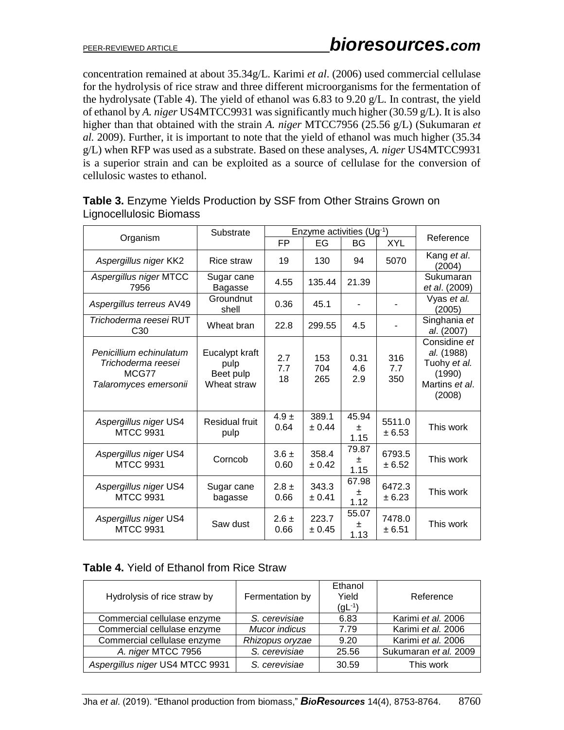concentration remained at about 35.34g/L. Karimi *et al*. (2006) used commercial cellulase for the hydrolysis of rice straw and three different microorganisms for the fermentation of the hydrolysate (Table 4). The yield of ethanol was 6.83 to 9.20 g/L. In contrast, the yield of ethanol by *A. niger* US4MTCC9931 was significantly much higher (30.59 g/L). It is also higher than that obtained with the strain *A. niger* MTCC7956 (25.56 g/L) (Sukumaran *et al.* 2009). Further, it is important to note that the yield of ethanol was much higher (35.34 g/L) when RFP was used as a substrate. Based on these analyses, *A. niger* US4MTCC9931 is a superior strain and can be exploited as a source of cellulase for the conversion of cellulosic wastes to ethanol.

**Table 3.** Enzyme Yields Production by SSF from Other Strains Grown on Lignocellulosic Biomass

| Organism | Substrate | Enzyme activities ($Ug^{-1}$) | | | | Reference |
|---|---|---|---|---|---|---|
| | | FP | EG | BG | XYL | |
| *Aspergillus niger* KK2 | Rice straw | 19 | 130 | 94 | 5070 | Kang *et al*. (2004) |
| *Aspergillus niger* MTCC 7956 | Sugar cane Bagasse | 4.55 | 135.44 | 21.39 | | Sukumaran *et al*. (2009) |
| *Aspergillus terreus* AV49 | Groundnut shell | 0.36 | 45.1 | - | - | Vyas *et al.* (2005) |
| *Trichoderma reesei* RUT C30 | Wheat bran | 22.8 | 299.55 | 4.5 | - | Singhania *et al*. (2007) |
| *Penicillium echinulatum* *Trichoderma reesei* MCG77 *Talaromyces emersonii* | Eucalypt kraft pulp Beet pulp Wheat straw | 2.7 7.7 18 | 153 704 265 | 0.31 4.6 2.9 | 316 7.7 350 | Considine *et al.* (1988) Tuohy *et al.* (1990) Martins *et al*. (2008) |
| *Aspergillus niger* US4 MTCC 9931 | Residual fruit pulp | 4.9 ± 0.64 | 389.1 ± 0.44 | 45.94 ± 1.15 | 5511.0 ± 6.53 | This work |
| *Aspergillus niger* US4 MTCC 9931 | Corncob | 3.6 ± 0.60 | 358.4 ± 0.42 | 79.87 ± 1.15 | 6793.5 ± 6.52 | This work |
| *Aspergillus niger* US4 MTCC 9931 | Sugar cane bagasse | 2.8 ± 0.66 | 343.3 ± 0.41 | 67.98 ± 1.12 | 6472.3 ± 6.23 | This work |
| *Aspergillus niger* US4 MTCC 9931 | Saw dust | 2.6 ± 0.66 | 223.7 ± 0.45 | 55.07 ± 1.13 | 7478.0 ± 6.51 | This work |

**Table 4.** Yield of Ethanol from Rice Straw

| Hydrolysis of rice straw by | Fermentation by | Ethanol Yield ($gL^{-1}$) | Reference |
|---|---|---|---|
| Commercial cellulase enzyme | *S. cerevisiae* | 6.83 | Karimi *et al.* 2006 |
| Commercial cellulase enzyme | *Mucor indicus* | 7.79 | Karimi *et al.* 2006 |
| Commercial cellulase enzyme | *Rhizopus oryzae* | 9.20 | Karimi *et al.* 2006 |
| *A. niger* MTCC 7956 | *S. cerevisiae* | 25.56 | Sukumaran *et al.* 2009 |
| *Aspergillus niger* US4 MTCC 9931 | *S. cerevisiae* | 30.59 | This work |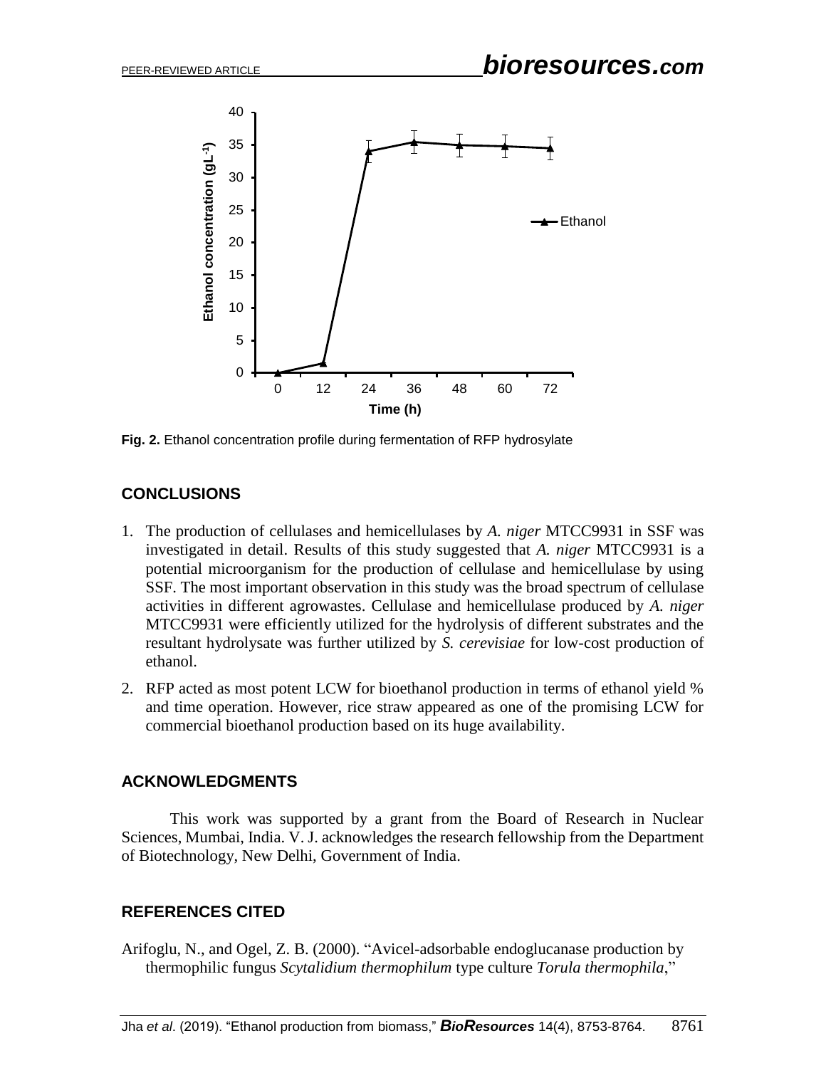Fig. 2. Ethanol concentration profile during fermentation of RFP hydrosylate

## CONCLUSIONS

1. The production of cellulases and hemicellulases by *A. niger* MTCC9931 in SSF was investigated in detail. Results of this study suggested that *A. niger* MTCC9931 is a potential microorganism for the production of cellulase and hemicellulase by using SSF. The most important observation in this study was the broad spectrum of cellulase activities in different agrowastes. Cellulase and hemicellulase produced by *A. niger* MTCC9931 were efficiently utilized for the hydrolysis of different substrates and the resultant hydrolysate was further utilized by *S. cerevisiae* for low-cost production of ethanol.
2. RFP acted as most potent LCW for bioethanol production in terms of ethanol yield % and time operation. However, rice straw appeared as one of the promising LCW for commercial bioethanol production based on its huge availability.

## ACKNOWLEDGMENTS

This work was supported by a grant from the Board of Research in Nuclear Sciences, Mumbai, India. V. J. acknowledges the research fellowship from the Department of Biotechnology, New Delhi, Government of India.

## REFERENCES CITED

Arifoglu, N., and Ogel, Z. B. (2000). "Avicel-adsorbable endoglucanase production by thermophilic fungus *Scytalidium thermophilum* type culture *Torula thermophila*,"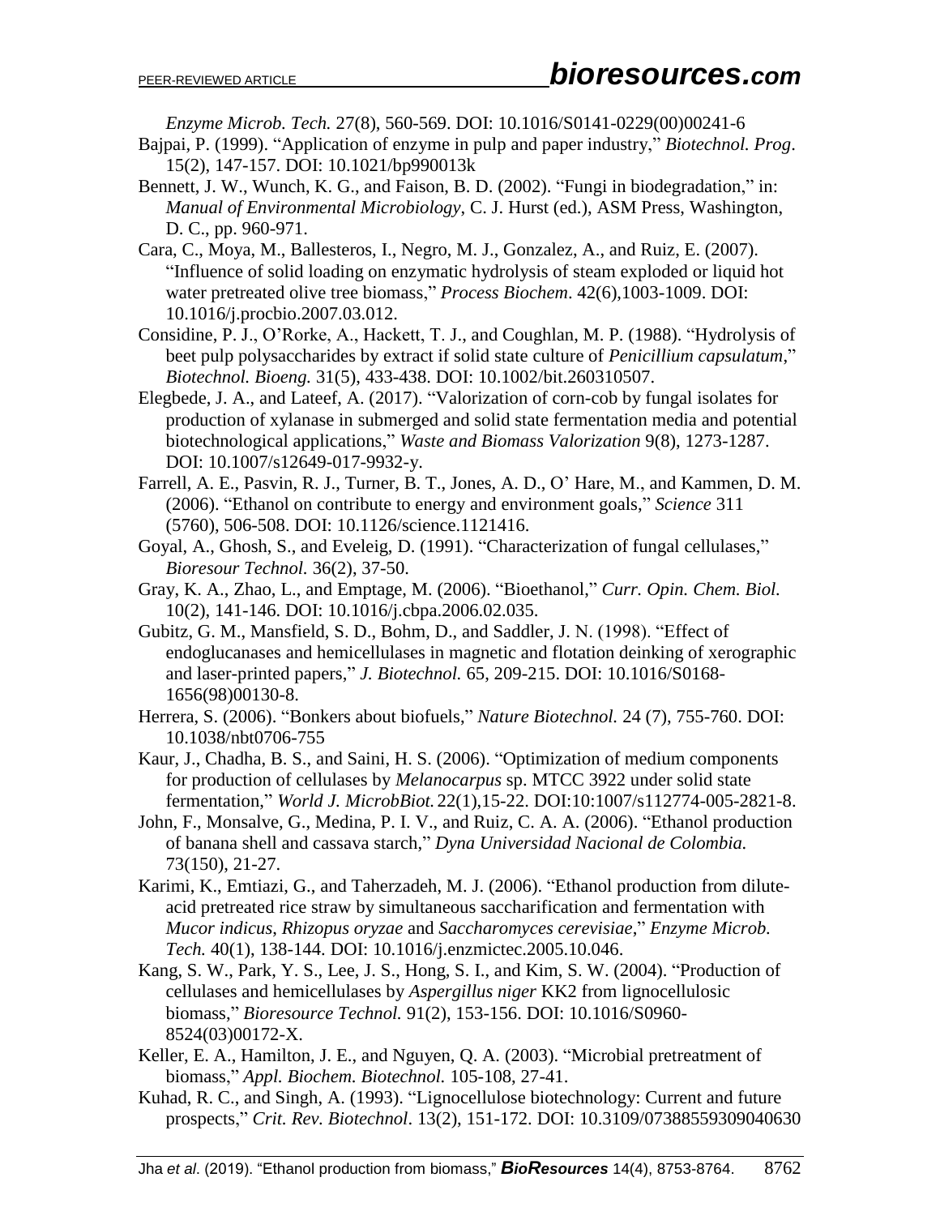*Enzyme Microb. Tech.* 27(8), 560-569. DOI: 10.1016/S0141-0229(00)00241-6

Bajpai, P. (1999). "Application of enzyme in pulp and paper industry," *Biotechnol. Prog*. 15(2), 147-157. DOI: 10.1021/bp990013k

Bennett, J. W., Wunch, K. G., and Faison, B. D. (2002). "Fungi in biodegradation," in: *Manual of Environmental Microbiology*, C. J. Hurst (ed.), ASM Press, Washington, D. C., pp. 960-971.

Cara, C., Moya, M., Ballesteros, I., Negro, M. J., Gonzalez, A., and Ruiz, E. (2007). "Influence of solid loading on enzymatic hydrolysis of steam exploded or liquid hot water pretreated olive tree biomass," *Process Biochem*. 42(6),1003-1009. DOI: 10.1016/j.procbio.2007.03.012.

Considine, P. J., O'Rorke, A., Hackett, T. J., and Coughlan, M. P. (1988). "Hydrolysis of beet pulp polysaccharides by extract if solid state culture of *Penicillium capsulatum*," *Biotechnol. Bioeng.* 31(5), 433-438. DOI: 10.1002/bit.260310507.

Elegbede, J. A., and Lateef, A. (2017). "Valorization of corn-cob by fungal isolates for production of xylanase in submerged and solid state fermentation media and potential biotechnological applications," *Waste and Biomass Valorization* 9(8), 1273-1287. DOI: 10.1007/s12649-017-9932-y.

Farrell, A. E., Pasvin, R. J., Turner, B. T., Jones, A. D., O' Hare, M., and Kammen, D. M. (2006). "Ethanol on contribute to energy and environment goals," *Science* 311 (5760), 506-508. DOI: 10.1126/science.1121416.

Goyal, A., Ghosh, S., and Eveleig, D. (1991). "Characterization of fungal cellulases," *Bioresour Technol.* 36(2), 37-50.

Gray, K. A., Zhao, L., and Emptage, M. (2006). "Bioethanol," *Curr. Opin. Chem. Biol.* 10(2), 141-146. DOI: 10.1016/j.cbpa.2006.02.035.

Gubitz, G. M., Mansfield, S. D., Bohm, D., and Saddler, J. N. (1998). "Effect of endoglucanases and hemicellulases in magnetic and flotation deinking of xerographic and laser-printed papers," *J. Biotechnol.* 65, 209-215. DOI: 10.1016/S0168-1656(98)00130-8.

Herrera, S. (2006). "Bonkers about biofuels," *Nature Biotechnol.* 24 (7), 755-760. DOI: 10.1038/nbt0706-755

Kaur, J., Chadha, B. S., and Saini, H. S. (2006). "Optimization of medium components for production of cellulases by *Melanocarpus* sp. MTCC 3922 under solid state fermentation," *World J. MicrobBiot.* 22(1),15-22. DOI:10:1007/s112774-005-2821-8.

John, F., Monsalve, G., Medina, P. I. V., and Ruiz, C. A. A. (2006). "Ethanol production of banana shell and cassava starch," *Dyna Universidad Nacional de Colombia.* 73(150), 21-27.

Karimi, K., Emtiazi, G., and Taherzadeh, M. J. (2006). "Ethanol production from dilute-acid pretreated rice straw by simultaneous saccharification and fermentation with *Mucor indicus*, *Rhizopus oryzae* and *Saccharomyces cerevisiae*," *Enzyme Microb. Tech.* 40(1), 138-144. DOI: 10.1016/j.enzmictec.2005.10.046.

Kang, S. W., Park, Y. S., Lee, J. S., Hong, S. I., and Kim, S. W. (2004). "Production of cellulases and hemicellulases by *Aspergillus niger* KK2 from lignocellulosic biomass," *Bioresource Technol.* 91(2), 153-156. DOI: 10.1016/S0960-8524(03)00172-X.

Keller, E. A., Hamilton, J. E., and Nguyen, Q. A. (2003). "Microbial pretreatment of biomass," *Appl. Biochem. Biotechnol.* 105-108, 27-41.

Kuhad, R. C., and Singh, A. (1993). "Lignocellulose biotechnology: Current and future prospects," *Crit. Rev. Biotechnol*. 13(2), 151-172. DOI: 10.3109/07388559309040630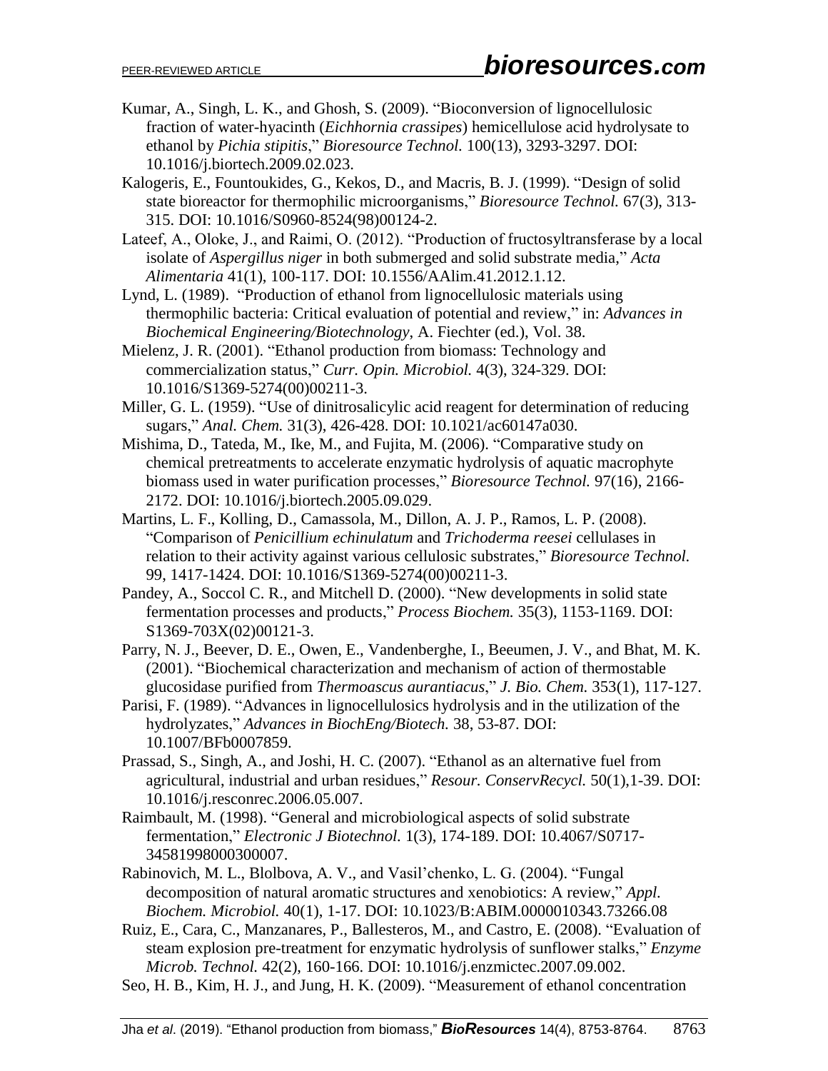Kumar, A., Singh, L. K., and Ghosh, S. (2009). "Bioconversion of lignocellulosic fraction of water-hyacinth (*Eichhornia crassipes*) hemicellulose acid hydrolysate to ethanol by *Pichia stipitis*," *Bioresource Technol.* 100(13), 3293-3297. DOI: 10.1016/j.biortech.2009.02.023.

Kalogeris, E., Fountoukides, G., Kekos, D., and Macris, B. J. (1999). "Design of solid state bioreactor for thermophilic microorganisms," *Bioresource Technol.* 67(3), 313-315. DOI: 10.1016/S0960-8524(98)00124-2.

Lateef, A., Oloke, J., and Raimi, O. (2012). "Production of fructosyltransferase by a local isolate of *Aspergillus niger* in both submerged and solid substrate media," *Acta Alimentaria* 41(1), 100-117. DOI: 10.1556/AAlim.41.2012.1.12.

Lynd, L. (1989). "Production of ethanol from lignocellulosic materials using thermophilic bacteria: Critical evaluation of potential and review," in: *Advances in Biochemical Engineering/Biotechnology*, A. Fiechter (ed.), Vol. 38.

Mielenz, J. R. (2001). "Ethanol production from biomass: Technology and commercialization status," *Curr. Opin. Microbiol.* 4(3), 324-329. DOI: 10.1016/S1369-5274(00)00211-3.

Miller, G. L. (1959). "Use of dinitrosalicylic acid reagent for determination of reducing sugars," *Anal. Chem.* 31(3), 426-428. DOI: 10.1021/ac60147a030.

Mishima, D., Tateda, M., Ike, M., and Fujita, M. (2006). "Comparative study on chemical pretreatments to accelerate enzymatic hydrolysis of aquatic macrophyte biomass used in water purification processes," *Bioresource Technol.* 97(16), 2166-2172. DOI: 10.1016/j.biortech.2005.09.029.

Martins, L. F., Kolling, D., Camassola, M., Dillon, A. J. P., Ramos, L. P. (2008). "Comparison of *Penicillium echinulatum* and *Trichoderma reesei* cellulases in relation to their activity against various cellulosic substrates," *Bioresource Technol.* 99, 1417-1424. DOI: 10.1016/S1369-5274(00)00211-3.

Pandey, A., Soccol C. R., and Mitchell D. (2000). "New developments in solid state fermentation processes and products," *Process Biochem.* 35(3), 1153-1169. DOI: S1369-703X(02)00121-3.

Parry, N. J., Beever, D. E., Owen, E., Vandenberghe, I., Beeumen, J. V., and Bhat, M. K. (2001). "Biochemical characterization and mechanism of action of thermostable glucosidase purified from *Thermoascus aurantiacus*," *J. Bio. Chem.* 353(1), 117-127.

Parisi, F. (1989). "Advances in lignocellulosics hydrolysis and in the utilization of the hydrolyzates," *Advances in BiochEng/Biotech.* 38, 53-87. DOI: 10.1007/BFb0007859.

Prassad, S., Singh, A., and Joshi, H. C. (2007). "Ethanol as an alternative fuel from agricultural, industrial and urban residues," *Resour. ConservRecycl.* 50(1),1-39. DOI: 10.1016/j.resconrec.2006.05.007.

Raimbault, M. (1998). "General and microbiological aspects of solid substrate fermentation," *Electronic J Biotechnol.* 1(3), 174-189. DOI: 10.4067/S0717-34581998000300007.

Rabinovich, M. L., Blolbova, A. V., and Vasil'chenko, L. G. (2004). "Fungal decomposition of natural aromatic structures and xenobiotics: A review," *Appl. Biochem. Microbiol.* 40(1), 1-17. DOI: 10.1023/B:ABIM.0000010343.73266.08

Ruiz, E., Cara, C., Manzanares, P., Ballesteros, M., and Castro, E. (2008). "Evaluation of steam explosion pre-treatment for enzymatic hydrolysis of sunflower stalks," *Enzyme Microb. Technol.* 42(2), 160-166. DOI: 10.1016/j.enzmictec.2007.09.002.

Seo, H. B., Kim, H. J., and Jung, H. K. (2009). "Measurement of ethanol concentration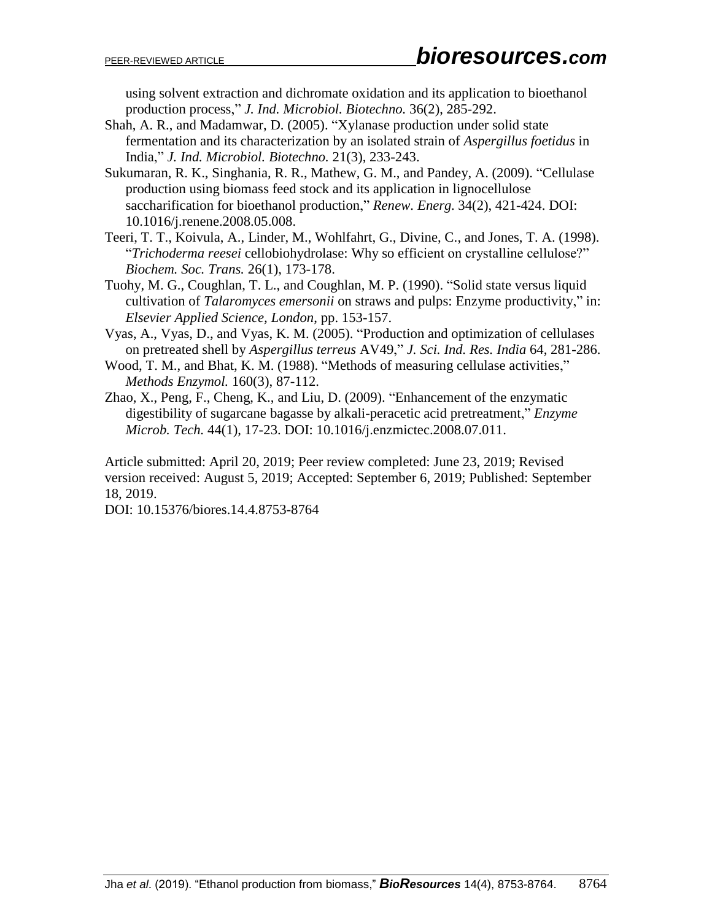using solvent extraction and dichromate oxidation and its application to bioethanol production process," *J. Ind. Microbiol. Biotechno.* 36(2), 285-292.

Shah, A. R., and Madamwar, D. (2005). "Xylanase production under solid state fermentation and its characterization by an isolated strain of *Aspergillus foetidus* in India," *J. Ind. Microbiol. Biotechno.* 21(3), 233-243.

Sukumaran, R. K., Singhania, R. R., Mathew, G. M., and Pandey, A. (2009). "Cellulase production using biomass feed stock and its application in lignocellulose saccharification for bioethanol production," *Renew. Energ.* 34(2), 421-424. DOI: 10.1016/j.renene.2008.05.008.

Teeri, T. T., Koivula, A., Linder, M., Wohlfahrt, G., Divine, C., and Jones, T. A. (1998). "*Trichoderma reesei* cellobiohydrolase: Why so efficient on crystalline cellulose?" *Biochem. Soc. Trans.* 26(1), 173-178.

Tuohy, M. G., Coughlan, T. L., and Coughlan, M. P. (1990). "Solid state versus liquid cultivation of *Talaromyces emersonii* on straws and pulps: Enzyme productivity," in: *Elsevier Applied Science, London*, pp. 153-157.

Vyas, A., Vyas, D., and Vyas, K. M. (2005). "Production and optimization of cellulases on pretreated shell by *Aspergillus terreus* AV49," *J. Sci. Ind. Res. India* 64, 281-286.

Wood, T. M., and Bhat, K. M. (1988). "Methods of measuring cellulase activities," *Methods Enzymol.* 160(3), 87-112.

Zhao, X., Peng, F., Cheng, K., and Liu, D. (2009). "Enhancement of the enzymatic digestibility of sugarcane bagasse by alkali-peracetic acid pretreatment," *Enzyme Microb. Tech.* 44(1), 17-23. DOI: 10.1016/j.enzmictec.2008.07.011.

Article submitted: April 20, 2019; Peer review completed: June 23, 2019; Revised version received: August 5, 2019; Accepted: September 6, 2019; Published: September 18, 2019.

DOI: 10.15376/biores.14.4.8753-8764